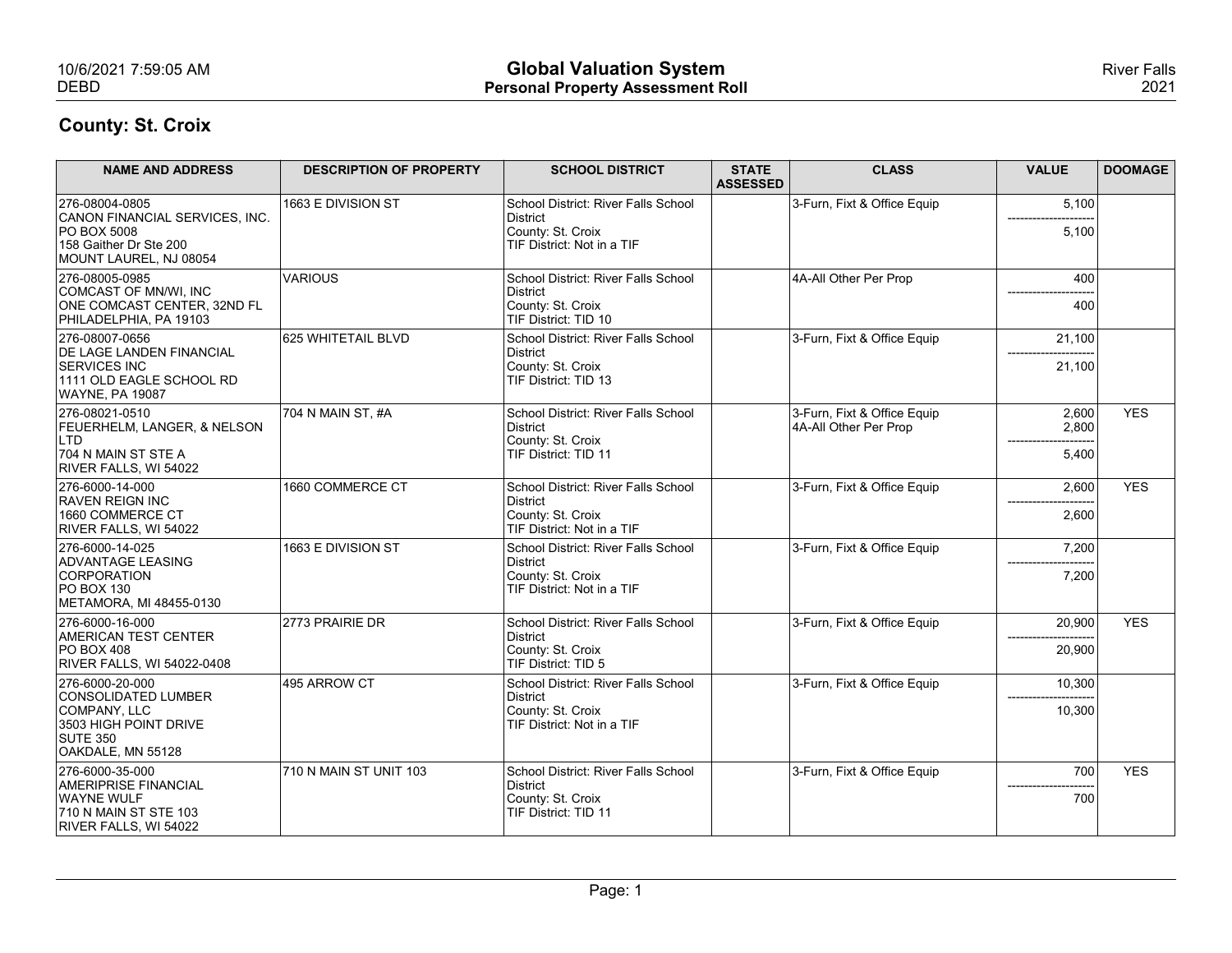# Global Valuation System
## Personal Property Assessment Roll

River Falls 2021

10/6/2021 7:59:05 AM
DEBD

### County: St. Croix

| NAME AND ADDRESS | DESCRIPTION OF PROPERTY | SCHOOL DISTRICT | STATE ASSESSED | CLASS | VALUE | DOOMAGE |
|---|---|---|---|---|---|---|
| 276-08004-0805<br>CANON FINANCIAL SERVICES, INC.<br>PO BOX 5008<br>158 Gaither Dr Ste 200<br>MOUNT LAUREL, NJ 08054 | 1663 E DIVISION ST | School District: River Falls School District<br>County: St. Croix<br>TIF District: Not in a TIF | | 3-Furn, Fixt & Office Equip | 5,100<br>---------------------<br>5,100 | |
| 276-08005-0985<br>COMCAST OF MN/WI, INC<br>ONE COMCAST CENTER, 32ND FL<br>PHILADELPHIA, PA 19103 | VARIOUS | School District: River Falls School District<br>County: St. Croix<br>TIF District: TID 10 | | 4A-All Other Per Prop | 400<br>---------------------<br>400 | |
| 276-08007-0656<br>DE LAGE LANDEN FINANCIAL SERVICES INC<br>1111 OLD EAGLE SCHOOL RD<br>WAYNE, PA 19087 | 625 WHITETAIL BLVD | School District: River Falls School District<br>County: St. Croix<br>TIF District: TID 13 | | 3-Furn, Fixt & Office Equip | 21,100<br>---------------------<br>21,100 | |
| 276-08021-0510<br>FEUERHELM, LANGER, & NELSON LTD<br>704 N MAIN ST STE A<br>RIVER FALLS, WI 54022 | 704 N MAIN ST, #A | School District: River Falls School District<br>County: St. Croix<br>TIF District: TID 11 | | 3-Furn, Fixt & Office Equip<br>4A-All Other Per Prop | 2,600<br>2,800<br>---------------------<br>5,400 | YES |
| 276-6000-14-000<br>RAVEN REIGN INC<br>1660 COMMERCE CT<br>RIVER FALLS, WI 54022 | 1660 COMMERCE CT | School District: River Falls School District<br>County: St. Croix<br>TIF District: Not in a TIF | | 3-Furn, Fixt & Office Equip | 2,600<br>---------------------<br>2,600 | YES |
| 276-6000-14-025<br>ADVANTAGE LEASING CORPORATION<br>PO BOX 130<br>METAMORA, MI 48455-0130 | 1663 E DIVISION ST | School District: River Falls School District<br>County: St. Croix<br>TIF District: Not in a TIF | | 3-Furn, Fixt & Office Equip | 7,200<br>---------------------<br>7,200 | |
| 276-6000-16-000<br>AMERICAN TEST CENTER<br>PO BOX 408<br>RIVER FALLS, WI 54022-0408 | 2773 PRAIRIE DR | School District: River Falls School District<br>County: St. Croix<br>TIF District: TID 5 | | 3-Furn, Fixt & Office Equip | 20,900<br>---------------------<br>20,900 | YES |
| 276-6000-20-000<br>CONSOLIDATED LUMBER COMPANY, LLC<br>3503 HIGH POINT DRIVE<br>SUTE 350<br>OAKDALE, MN 55128 | 495 ARROW CT | School District: River Falls School District<br>County: St. Croix<br>TIF District: Not in a TIF | | 3-Furn, Fixt & Office Equip | 10,300<br>---------------------<br>10,300 | |
| 276-6000-35-000<br>AMERIPRISE FINANCIAL<br>WAYNE WULF<br>710 N MAIN ST STE 103<br>RIVER FALLS, WI 54022 | 710 N MAIN ST UNIT 103 | School District: River Falls School District<br>County: St. Croix<br>TIF District: TID 11 | | 3-Furn, Fixt & Office Equip | 700<br>---------------------<br>700 | YES |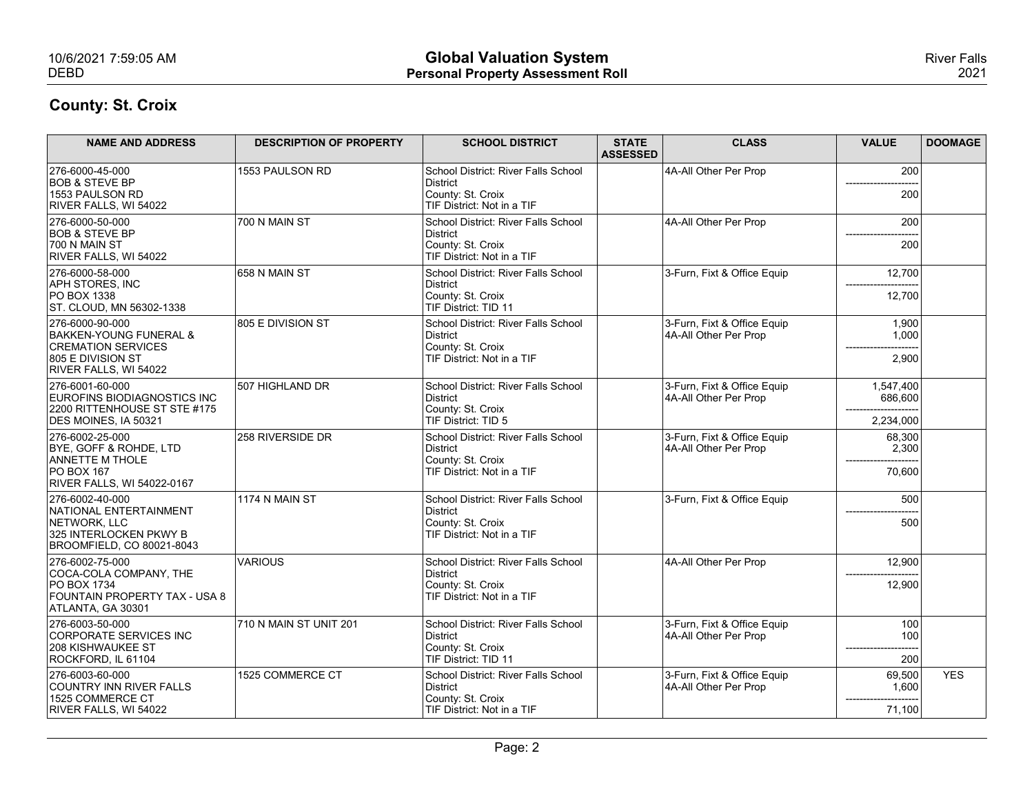## County: St. Croix

| NAME AND ADDRESS | DESCRIPTION OF PROPERTY | SCHOOL DISTRICT | STATE ASSESSED | CLASS | VALUE | DOOMAGE |
|---|---|---|---|---|---|---|
| 276-6000-45-000<br>BOB & STEVE BP<br>1553 PAULSON RD<br>RIVER FALLS, WI 54022 | 1553 PAULSON RD | School District: River Falls School District<br>County: St. Croix<br>TIF District: Not in a TIF | | 4A-All Other Per Prop | 200<br>---------------------<br>200 | |
| 276-6000-50-000<br>BOB & STEVE BP<br>700 N MAIN ST<br>RIVER FALLS, WI 54022 | 700 N MAIN ST | School District: River Falls School District<br>County: St. Croix<br>TIF District: Not in a TIF | | 4A-All Other Per Prop | 200<br>---------------------<br>200 | |
| 276-6000-58-000<br>APH STORES, INC<br>PO BOX 1338<br>ST. CLOUD, MN 56302-1338 | 658 N MAIN ST | School District: River Falls School District<br>County: St. Croix<br>TIF District: TID 11 | | 3-Furn, Fixt & Office Equip | 12,700<br>---------------------<br>12,700 | |
| 276-6000-90-000<br>BAKKEN-YOUNG FUNERAL & CREMATION SERVICES<br>805 E DIVISION ST<br>RIVER FALLS, WI 54022 | 805 E DIVISION ST | School District: River Falls School District<br>County: St. Croix<br>TIF District: Not in a TIF | | 3-Furn, Fixt & Office Equip<br>4A-All Other Per Prop | 1,900<br>1,000<br>---------------------<br>2,900 | |
| 276-6001-60-000<br>EUROFINS BIODIAGNOSTICS INC<br>2200 RITTENHOUSE ST STE #175<br>DES MOINES, IA 50321 | 507 HIGHLAND DR | School District: River Falls School District<br>County: St. Croix<br>TIF District: TID 5 | | 3-Furn, Fixt & Office Equip<br>4A-All Other Per Prop | 1,547,400<br>686,600<br>---------------------<br>2,234,000 | |
| 276-6002-25-000<br>BYE, GOFF & ROHDE, LTD<br>ANNETTE M THOLE<br>PO BOX 167<br>RIVER FALLS, WI 54022-0167 | 258 RIVERSIDE DR | School District: River Falls School District<br>County: St. Croix<br>TIF District: Not in a TIF | | 3-Furn, Fixt & Office Equip<br>4A-All Other Per Prop | 68,300<br>2,300<br>---------------------<br>70,600 | |
| 276-6002-40-000<br>NATIONAL ENTERTAINMENT NETWORK, LLC<br>325 INTERLOCKEN PKWY B<br>BROOMFIELD, CO 80021-8043 | 1174 N MAIN ST | School District: River Falls School District<br>County: St. Croix<br>TIF District: Not in a TIF | | 3-Furn, Fixt & Office Equip | 500<br>---------------------<br>500 | |
| 276-6002-75-000<br>COCA-COLA COMPANY, THE<br>PO BOX 1734<br>FOUNTAIN PROPERTY TAX - USA 8<br>ATLANTA, GA 30301 | VARIOUS | School District: River Falls School District<br>County: St. Croix<br>TIF District: Not in a TIF | | 4A-All Other Per Prop | 12,900<br>---------------------<br>12,900 | |
| 276-6003-50-000<br>CORPORATE SERVICES INC<br>208 KISHWAUKEE ST<br>ROCKFORD, IL 61104 | 710 N MAIN ST UNIT 201 | School District: River Falls School District<br>County: St. Croix<br>TIF District: TID 11 | | 3-Furn, Fixt & Office Equip<br>4A-All Other Per Prop | 100<br>100<br>---------------------<br>200 | |
| 276-6003-60-000<br>COUNTRY INN RIVER FALLS<br>1525 COMMERCE CT<br>RIVER FALLS, WI 54022 | 1525 COMMERCE CT | School District: River Falls School District<br>County: St. Croix<br>TIF District: Not in a TIF | | 3-Furn, Fixt & Office Equip<br>4A-All Other Per Prop | 69,500<br>1,600<br>---------------------<br>71,100 | YES |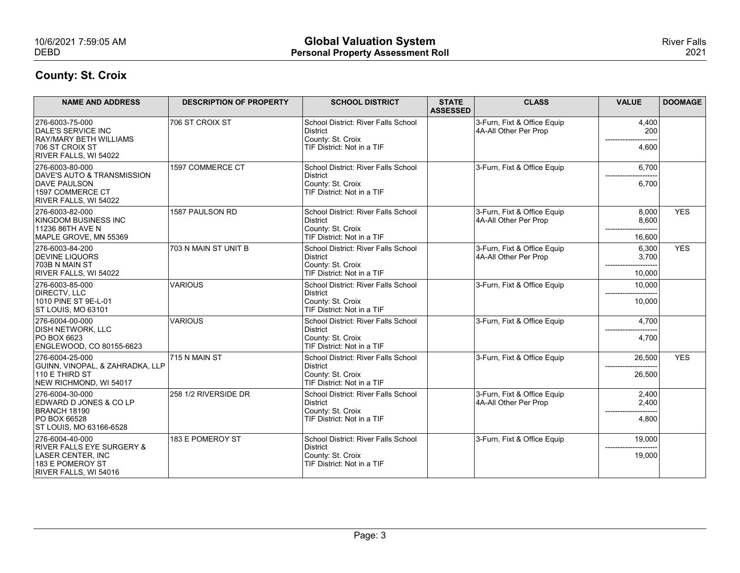## County: St. Croix

| NAME AND ADDRESS | DESCRIPTION OF PROPERTY | SCHOOL DISTRICT | STATE ASSESSED | CLASS | VALUE | DOOMAGE |
|---|---|---|---|---|---|---|
| 276-6003-75-000<br>DALE'S SERVICE INC<br>RAY/MARY BETH WILLIAMS<br>706 ST CROIX ST<br>RIVER FALLS, WI 54022 | 706 ST CROIX ST | School District: River Falls School District<br>County: St. Croix<br>TIF District: Not in a TIF | | 3-Furn, Fixt & Office Equip<br>4A-All Other Per Prop | 4,400<br>200<br>---------------------<br>4,600 | |
| 276-6003-80-000<br>DAVE'S AUTO & TRANSMISSION<br>DAVE PAULSON<br>1597 COMMERCE CT<br>RIVER FALLS, WI 54022 | 1597 COMMERCE CT | School District: River Falls School District<br>County: St. Croix<br>TIF District: Not in a TIF | | 3-Furn, Fixt & Office Equip | 6,700<br>---------------------<br>6,700 | |
| 276-6003-82-000<br>KINGDOM BUSINESS INC<br>11236 86TH AVE N<br>MAPLE GROVE, MN 55369 | 1587 PAULSON RD | School District: River Falls School District<br>County: St. Croix<br>TIF District: Not in a TIF | | 3-Furn, Fixt & Office Equip<br>4A-All Other Per Prop | 8,000<br>8,600<br>---------------------<br>16,600 | YES |
| 276-6003-84-200<br>DEVINE LIQUORS<br>703B N MAIN ST<br>RIVER FALLS, WI 54022 | 703 N MAIN ST UNIT B | School District: River Falls School District<br>County: St. Croix<br>TIF District: Not in a TIF | | 3-Furn, Fixt & Office Equip<br>4A-All Other Per Prop | 6,300<br>3,700<br>---------------------<br>10,000 | YES |
| 276-6003-85-000<br>DIRECTV, LLC<br>1010 PINE ST 9E-L-01<br>ST LOUIS, MO 63101 | VARIOUS | School District: River Falls School District<br>County: St. Croix<br>TIF District: Not in a TIF | | 3-Furn, Fixt & Office Equip | 10,000<br>---------------------<br>10,000 | |
| 276-6004-00-000<br>DISH NETWORK, LLC<br>PO BOX 6623<br>ENGLEWOOD, CO 80155-6623 | VARIOUS | School District: River Falls School District<br>County: St. Croix<br>TIF District: Not in a TIF | | 3-Furn, Fixt & Office Equip | 4,700<br>---------------------<br>4,700 | |
| 276-6004-25-000<br>GUINN, VINOPAL, & ZAHRADKA, LLP<br>110 E THIRD ST<br>NEW RICHMOND, WI 54017 | 715 N MAIN ST | School District: River Falls School District<br>County: St. Croix<br>TIF District: Not in a TIF | | 3-Furn, Fixt & Office Equip | 26,500<br>---------------------<br>26,500 | YES |
| 276-6004-30-000<br>EDWARD D JONES & CO LP<br>BRANCH 18190<br>PO BOX 66528<br>ST LOUIS, MO 63166-6528 | 258 1/2 RIVERSIDE DR | School District: River Falls School District<br>County: St. Croix<br>TIF District: Not in a TIF | | 3-Furn, Fixt & Office Equip<br>4A-All Other Per Prop | 2,400<br>2,400<br>---------------------<br>4,800 | |
| 276-6004-40-000<br>RIVER FALLS EYE SURGERY &<br>LASER CENTER, INC<br>183 E POMEROY ST<br>RIVER FALLS, WI 54016 | 183 E POMEROY ST | School District: River Falls School District<br>County: St. Croix<br>TIF District: Not in a TIF | | 3-Furn, Fixt & Office Equip | 19,000<br>---------------------<br>19,000 | |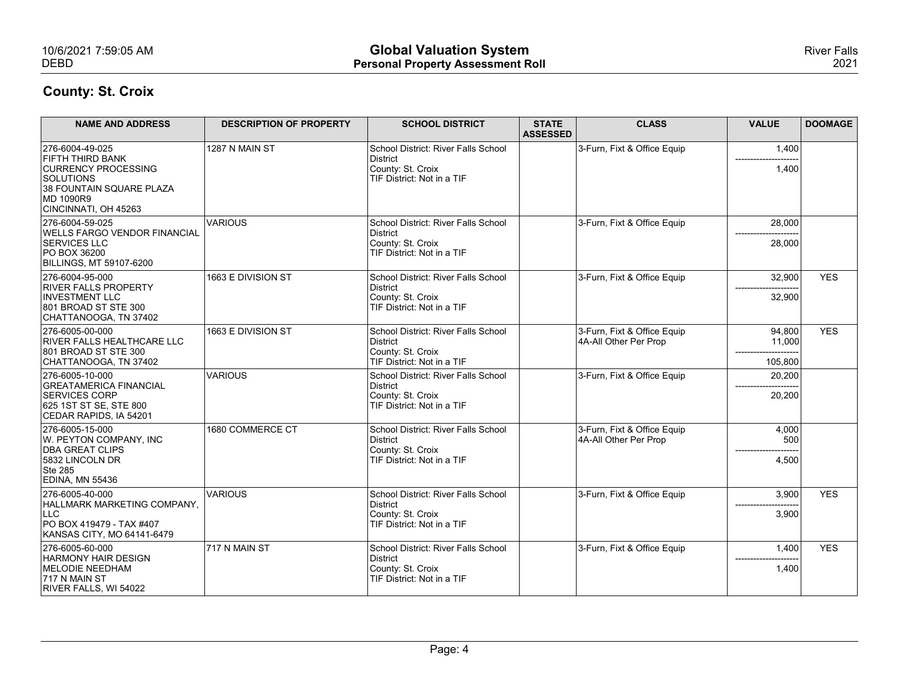## County: St. Croix

| NAME AND ADDRESS | DESCRIPTION OF PROPERTY | SCHOOL DISTRICT | STATE ASSESSED | CLASS | VALUE | DOOMAGE |
|---|---|---|---|---|---|---|
| 276-6004-49-025<br>FIFTH THIRD BANK<br>CURRENCY PROCESSING SOLUTIONS<br>38 FOUNTAIN SQUARE PLAZA<br>MD 1090R9<br>CINCINNATI, OH 45263 | 1287 N MAIN ST | School District: River Falls School District<br>County: St. Croix<br>TIF District: Not in a TIF | | 3-Furn, Fixt & Office Equip | 1,400<br>1,400 | |
| 276-6004-59-025<br>WELLS FARGO VENDOR FINANCIAL SERVICES LLC<br>PO BOX 36200<br>BILLINGS, MT 59107-6200 | VARIOUS | School District: River Falls School District<br>County: St. Croix<br>TIF District: Not in a TIF | | 3-Furn, Fixt & Office Equip | 28,000<br>28,000 | |
| 276-6004-95-000<br>RIVER FALLS PROPERTY INVESTMENT LLC<br>801 BROAD ST STE 300<br>CHATTANOOGA, TN 37402 | 1663 E DIVISION ST | School District: River Falls School District<br>County: St. Croix<br>TIF District: Not in a TIF | | 3-Furn, Fixt & Office Equip | 32,900<br>32,900 | YES |
| 276-6005-00-000<br>RIVER FALLS HEALTHCARE LLC<br>801 BROAD ST STE 300<br>CHATTANOOGA, TN 37402 | 1663 E DIVISION ST | School District: River Falls School District<br>County: St. Croix<br>TIF District: Not in a TIF | | 3-Furn, Fixt & Office Equip<br>4A-All Other Per Prop | 94,800<br>11,000<br>105,800 | YES |
| 276-6005-10-000<br>GREATAMERICA FINANCIAL SERVICES CORP<br>625 1ST ST SE, STE 800<br>CEDAR RAPIDS, IA 54201 | VARIOUS | School District: River Falls School District<br>County: St. Croix<br>TIF District: Not in a TIF | | 3-Furn, Fixt & Office Equip | 20,200<br>20,200 | |
| 276-6005-15-000<br>W. PEYTON COMPANY, INC<br>DBA GREAT CLIPS<br>5832 LINCOLN DR<br>Ste 285<br>EDINA, MN 55436 | 1680 COMMERCE CT | School District: River Falls School District<br>County: St. Croix<br>TIF District: Not in a TIF | | 3-Furn, Fixt & Office Equip<br>4A-All Other Per Prop | 4,000<br>500<br>4,500 | |
| 276-6005-40-000<br>HALLMARK MARKETING COMPANY, LLC<br>PO BOX 419479 - TAX #407<br>KANSAS CITY, MO 64141-6479 | VARIOUS | School District: River Falls School District<br>County: St. Croix<br>TIF District: Not in a TIF | | 3-Furn, Fixt & Office Equip | 3,900<br>3,900 | YES |
| 276-6005-60-000<br>HARMONY HAIR DESIGN<br>MELODIE NEEDHAM<br>717 N MAIN ST<br>RIVER FALLS, WI 54022 | 717 N MAIN ST | School District: River Falls School District<br>County: St. Croix<br>TIF District: Not in a TIF | | 3-Furn, Fixt & Office Equip | 1,400<br>1,400 | YES |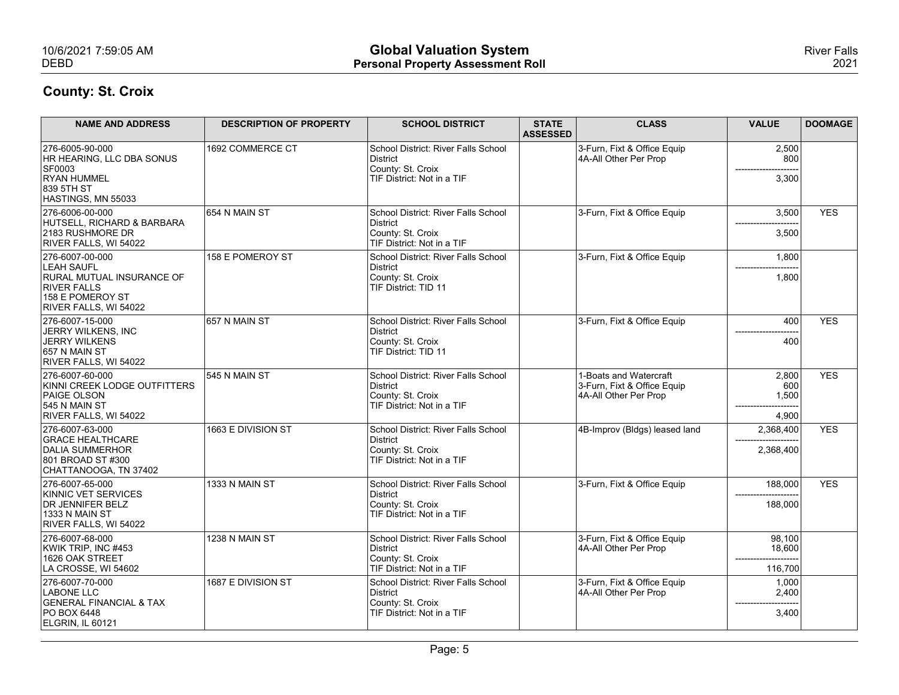## County: St. Croix

| NAME AND ADDRESS | DESCRIPTION OF PROPERTY | SCHOOL DISTRICT | STATE ASSESSED | CLASS | VALUE | DOOMAGE |
|---|---|---|---|---|---|---|
| 276-6005-90-000<br>HR HEARING, LLC DBA SONUS<br>SF0003<br>RYAN HUMMEL<br>839 5TH ST<br>HASTINGS, MN 55033 | 1692 COMMERCE CT | School District: River Falls School District<br>County: St. Croix<br>TIF District: Not in a TIF | | 3-Furn, Fixt & Office Equip<br>4A-All Other Per Prop | 2,500<br>800<br>---------------------<br>3,300 | |
| 276-6006-00-000<br>HUTSELL, RICHARD & BARBARA<br>2183 RUSHMORE DR<br>RIVER FALLS, WI 54022 | 654 N MAIN ST | School District: River Falls School District<br>County: St. Croix<br>TIF District: Not in a TIF | | 3-Furn, Fixt & Office Equip | 3,500<br>---------------------<br>3,500 | YES |
| 276-6007-00-000<br>LEAH SAUFL<br>RURAL MUTUAL INSURANCE OF RIVER FALLS<br>158 E POMEROY ST<br>RIVER FALLS, WI 54022 | 158 E POMEROY ST | School District: River Falls School District<br>County: St. Croix<br>TIF District: TID 11 | | 3-Furn, Fixt & Office Equip | 1,800<br>---------------------<br>1,800 | |
| 276-6007-15-000<br>JERRY WILKENS, INC<br>JERRY WILKENS<br>657 N MAIN ST<br>RIVER FALLS, WI 54022 | 657 N MAIN ST | School District: River Falls School District<br>County: St. Croix<br>TIF District: TID 11 | | 3-Furn, Fixt & Office Equip | 400<br>---------------------<br>400 | YES |
| 276-6007-60-000<br>KINNI CREEK LODGE OUTFITTERS<br>PAIGE OLSON<br>545 N MAIN ST<br>RIVER FALLS, WI 54022 | 545 N MAIN ST | School District: River Falls School District<br>County: St. Croix<br>TIF District: Not in a TIF | | 1-Boats and Watercraft<br>3-Furn, Fixt & Office Equip<br>4A-All Other Per Prop | 2,800<br>600<br>1,500<br>---------------------<br>4,900 | YES |
| 276-6007-63-000<br>GRACE HEALTHCARE<br>DALIA SUMMERHOR<br>801 BROAD ST #300<br>CHATTANOOGA, TN 37402 | 1663 E DIVISION ST | School District: River Falls School District<br>County: St. Croix<br>TIF District: Not in a TIF | | 4B-Improv (Bldgs) leased land | 2,368,400<br>---------------------<br>2,368,400 | YES |
| 276-6007-65-000<br>KINNIC VET SERVICES<br>DR JENNIFER BELZ<br>1333 N MAIN ST<br>RIVER FALLS, WI 54022 | 1333 N MAIN ST | School District: River Falls School District<br>County: St. Croix<br>TIF District: Not in a TIF | | 3-Furn, Fixt & Office Equip | 188,000<br>---------------------<br>188,000 | YES |
| 276-6007-68-000<br>KWIK TRIP, INC #453<br>1626 OAK STREET<br>LA CROSSE, WI 54602 | 1238 N MAIN ST | School District: River Falls School District<br>County: St. Croix<br>TIF District: Not in a TIF | | 3-Furn, Fixt & Office Equip<br>4A-All Other Per Prop | 98,100<br>18,600<br>---------------------<br>116,700 | |
| 276-6007-70-000<br>LABONE LLC<br>GENERAL FINANCIAL & TAX<br>PO BOX 6448<br>ELGRIN, IL 60121 | 1687 E DIVISION ST | School District: River Falls School District<br>County: St. Croix<br>TIF District: Not in a TIF | | 3-Furn, Fixt & Office Equip<br>4A-All Other Per Prop | 1,000<br>2,400<br>---------------------<br>3,400 | |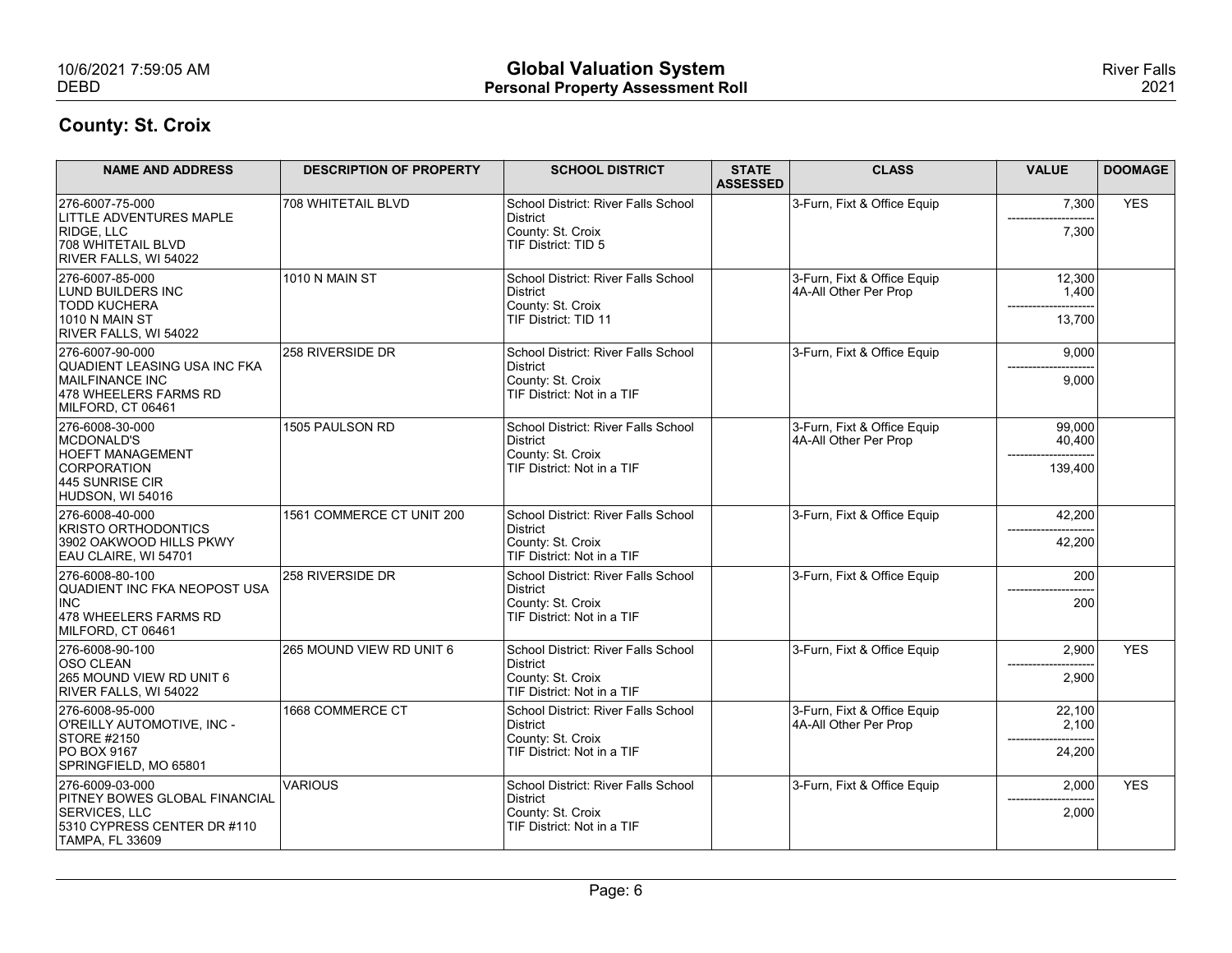## County: St. Croix

| NAME AND ADDRESS | DESCRIPTION OF PROPERTY | SCHOOL DISTRICT | STATE ASSESSED | CLASS | VALUE | DOOMAGE |
|---|---|---|---|---|---|---|
| 276-6007-75-000<br>LITTLE ADVENTURES MAPLE RIDGE, LLC<br>708 WHITETAIL BLVD<br>RIVER FALLS, WI 54022 | 708 WHITETAIL BLVD | School District: River Falls School District<br>County: St. Croix<br>TIF District: TID 5 | | 3-Furn, Fixt & Office Equip | 7,300<br>---------------------<br>7,300 | YES |
| 276-6007-85-000<br>LUND BUILDERS INC<br>TODD KUCHERA<br>1010 N MAIN ST<br>RIVER FALLS, WI 54022 | 1010 N MAIN ST | School District: River Falls School District<br>County: St. Croix<br>TIF District: TID 11 | | 3-Furn, Fixt & Office Equip<br>4A-All Other Per Prop | 12,300<br>1,400<br>---------------------<br>13,700 | |
| 276-6007-90-000<br>QUADIENT LEASING USA INC FKA MAILFINANCE INC<br>478 WHEELERS FARMS RD<br>MILFORD, CT 06461 | 258 RIVERSIDE DR | School District: River Falls School District<br>County: St. Croix<br>TIF District: Not in a TIF | | 3-Furn, Fixt & Office Equip | 9,000<br>---------------------<br>9,000 | |
| 276-6008-30-000<br>MCDONALD'S<br>HOEFT MANAGEMENT CORPORATION<br>445 SUNRISE CIR<br>HUDSON, WI 54016 | 1505 PAULSON RD | School District: River Falls School District<br>County: St. Croix<br>TIF District: Not in a TIF | | 3-Furn, Fixt & Office Equip<br>4A-All Other Per Prop | 99,000<br>40,400<br>---------------------<br>139,400 | |
| 276-6008-40-000<br>KRISTO ORTHODONTICS<br>3902 OAKWOOD HILLS PKWY<br>EAU CLAIRE, WI 54701 | 1561 COMMERCE CT UNIT 200 | School District: River Falls School District<br>County: St. Croix<br>TIF District: Not in a TIF | | 3-Furn, Fixt & Office Equip | 42,200<br>---------------------<br>42,200 | |
| 276-6008-80-100<br>QUADIENT INC FKA NEOPOST USA INC<br>478 WHEELERS FARMS RD<br>MILFORD, CT 06461 | 258 RIVERSIDE DR | School District: River Falls School District<br>County: St. Croix<br>TIF District: Not in a TIF | | 3-Furn, Fixt & Office Equip | 200<br>---------------------<br>200 | |
| 276-6008-90-100<br>OSO CLEAN<br>265 MOUND VIEW RD UNIT 6<br>RIVER FALLS, WI 54022 | 265 MOUND VIEW RD UNIT 6 | School District: River Falls School District<br>County: St. Croix<br>TIF District: Not in a TIF | | 3-Furn, Fixt & Office Equip | 2,900<br>---------------------<br>2,900 | YES |
| 276-6008-95-000<br>O'REILLY AUTOMOTIVE, INC - STORE #2150<br>PO BOX 9167<br>SPRINGFIELD, MO 65801 | 1668 COMMERCE CT | School District: River Falls School District<br>County: St. Croix<br>TIF District: Not in a TIF | | 3-Furn, Fixt & Office Equip<br>4A-All Other Per Prop | 22,100<br>2,100<br>---------------------<br>24,200 | |
| 276-6009-03-000<br>PITNEY BOWES GLOBAL FINANCIAL SERVICES, LLC<br>5310 CYPRESS CENTER DR #110<br>TAMPA, FL 33609 | VARIOUS | School District: River Falls School District<br>County: St. Croix<br>TIF District: Not in a TIF | | 3-Furn, Fixt & Office Equip | 2,000<br>---------------------<br>2,000 | YES |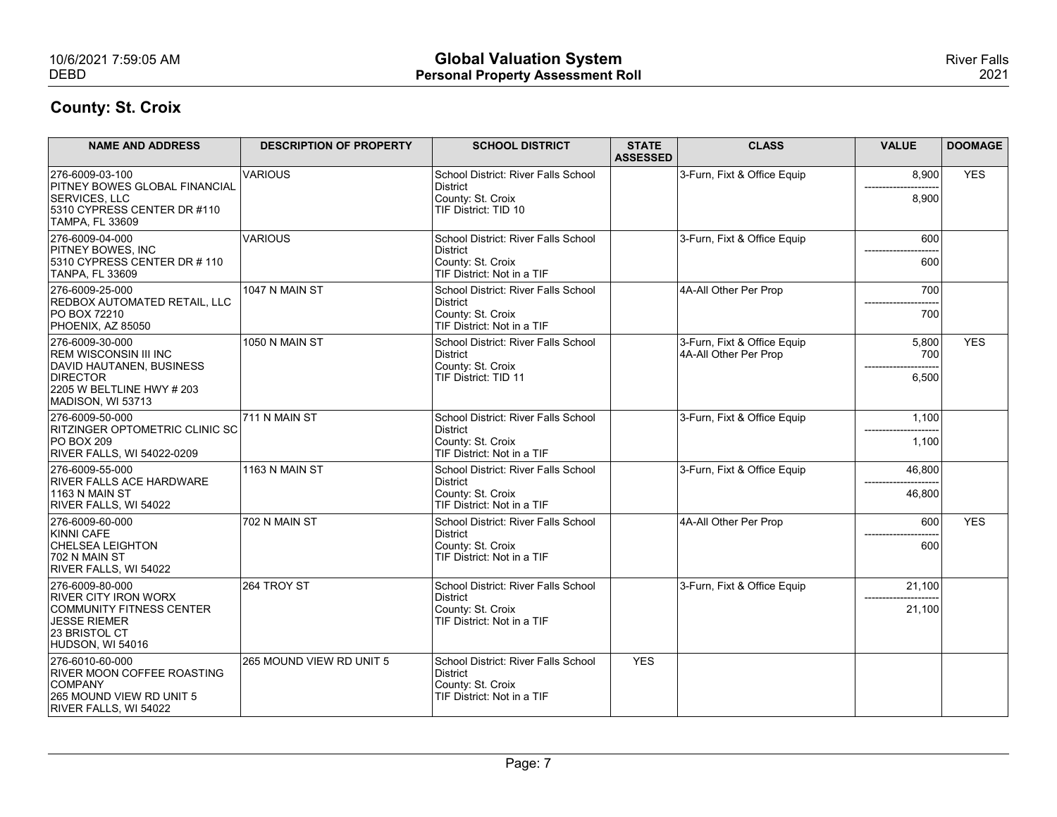## County: St. Croix

| NAME AND ADDRESS | DESCRIPTION OF PROPERTY | SCHOOL DISTRICT | STATE ASSESSED | CLASS | VALUE | DOOMAGE |
|---|---|---|---|---|---|---|
| 276-6009-03-100<br>PITNEY BOWES GLOBAL FINANCIAL SERVICES, LLC<br>5310 CYPRESS CENTER DR #110<br>TAMPA, FL 33609 | VARIOUS | School District: River Falls School District<br>County: St. Croix<br>TIF District: TID 10 | | 3-Furn, Fixt & Office Equip | 8,900<br>---------------------<br>8,900 | YES |
| 276-6009-04-000<br>PITNEY BOWES, INC<br>5310 CYPRESS CENTER DR # 110<br>TANPA, FL 33609 | VARIOUS | School District: River Falls School District<br>County: St. Croix<br>TIF District: Not in a TIF | | 3-Furn, Fixt & Office Equip | 600<br>---------------------<br>600 | |
| 276-6009-25-000<br>REDBOX AUTOMATED RETAIL, LLC<br>PO BOX 72210<br>PHOENIX, AZ 85050 | 1047 N MAIN ST | School District: River Falls School District<br>County: St. Croix<br>TIF District: Not in a TIF | | 4A-All Other Per Prop | 700<br>---------------------<br>700 | |
| 276-6009-30-000<br>REM WISCONSIN III INC<br>DAVID HAUTANEN, BUSINESS DIRECTOR<br>2205 W BELTLINE HWY # 203<br>MADISON, WI 53713 | 1050 N MAIN ST | School District: River Falls School District<br>County: St. Croix<br>TIF District: TID 11 | | 3-Furn, Fixt & Office Equip<br>4A-All Other Per Prop | 5,800<br>700<br>---------------------<br>6,500 | YES |
| 276-6009-50-000<br>RITZINGER OPTOMETRIC CLINIC SC<br>PO BOX 209<br>RIVER FALLS, WI 54022-0209 | 711 N MAIN ST | School District: River Falls School District<br>County: St. Croix<br>TIF District: Not in a TIF | | 3-Furn, Fixt & Office Equip | 1,100<br>---------------------<br>1,100 | |
| 276-6009-55-000<br>RIVER FALLS ACE HARDWARE<br>1163 N MAIN ST<br>RIVER FALLS, WI 54022 | 1163 N MAIN ST | School District: River Falls School District<br>County: St. Croix<br>TIF District: Not in a TIF | | 3-Furn, Fixt & Office Equip | 46,800<br>---------------------<br>46,800 | |
| 276-6009-60-000<br>KINNI CAFE<br>CHELSEA LEIGHTON<br>702 N MAIN ST<br>RIVER FALLS, WI 54022 | 702 N MAIN ST | School District: River Falls School District<br>County: St. Croix<br>TIF District: Not in a TIF | | 4A-All Other Per Prop | 600<br>---------------------<br>600 | YES |
| 276-6009-80-000<br>RIVER CITY IRON WORX<br>COMMUNITY FITNESS CENTER<br>JESSE RIEMER<br>23 BRISTOL CT<br>HUDSON, WI 54016 | 264 TROY ST | School District: River Falls School District<br>County: St. Croix<br>TIF District: Not in a TIF | | 3-Furn, Fixt & Office Equip | 21,100<br>---------------------<br>21,100 | |
| 276-6010-60-000<br>RIVER MOON COFFEE ROASTING COMPANY<br>265 MOUND VIEW RD UNIT 5<br>RIVER FALLS, WI 54022 | 265 MOUND VIEW RD UNIT 5 | School District: River Falls School District<br>County: St. Croix<br>TIF District: Not in a TIF | YES | | | |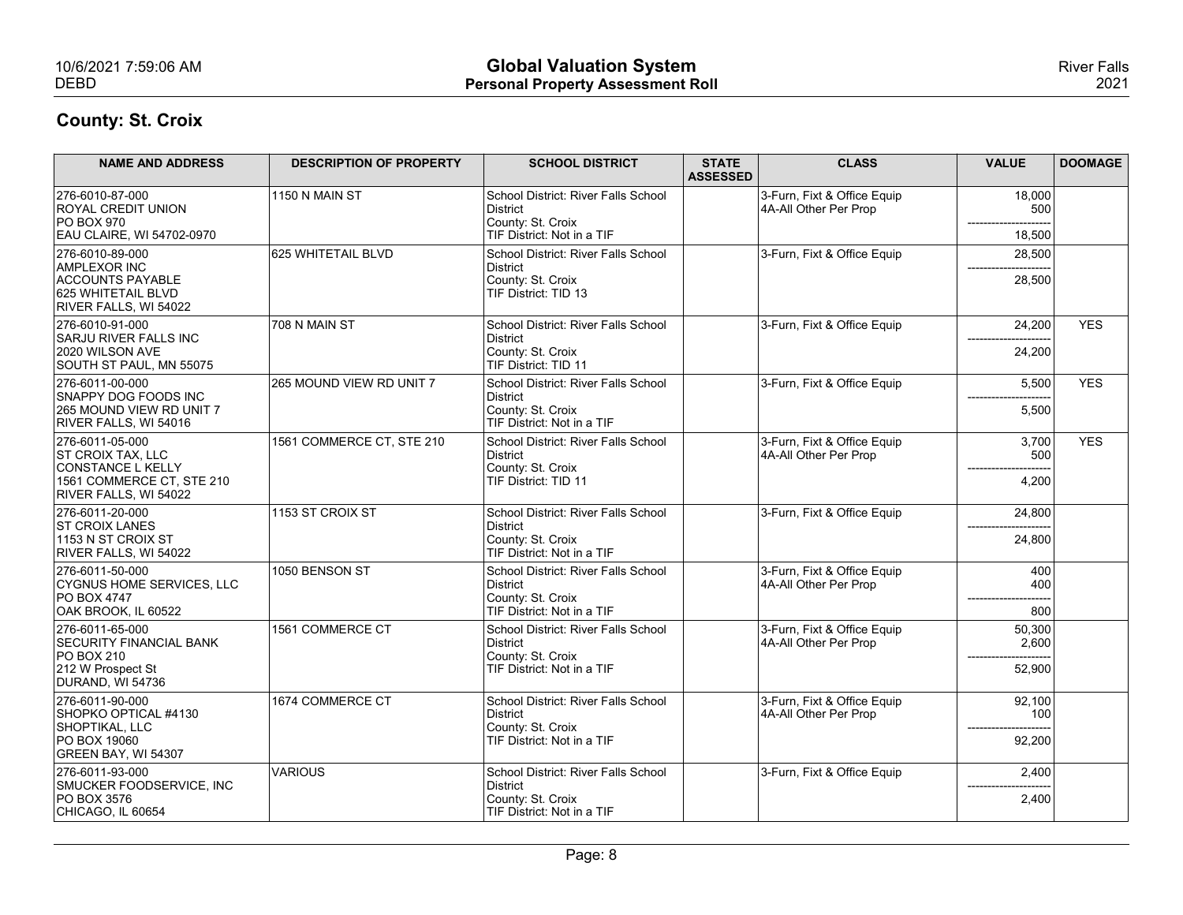## County: St. Croix

| NAME AND ADDRESS | DESCRIPTION OF PROPERTY | SCHOOL DISTRICT | STATE ASSESSED | CLASS | VALUE | DOOMAGE |
|---|---|---|---|---|---|---|
| 276-6010-87-000<br>ROYAL CREDIT UNION<br>PO BOX 970<br>EAU CLAIRE, WI 54702-0970 | 1150 N MAIN ST | School District: River Falls School District<br>County: St. Croix<br>TIF District: Not in a TIF | | 3-Furn, Fixt & Office Equip<br>4A-All Other Per Prop | 18,000<br>500<br>---------------------<br>18,500 | |
| 276-6010-89-000<br>AMPLEXOR INC<br>ACCOUNTS PAYABLE<br>625 WHITETAIL BLVD<br>RIVER FALLS, WI 54022 | 625 WHITETAIL BLVD | School District: River Falls School District<br>County: St. Croix<br>TIF District: TID 13 | | 3-Furn, Fixt & Office Equip | 28,500<br>---------------------<br>28,500 | |
| 276-6010-91-000<br>SARJU RIVER FALLS INC<br>2020 WILSON AVE<br>SOUTH ST PAUL, MN 55075 | 708 N MAIN ST | School District: River Falls School District<br>County: St. Croix<br>TIF District: TID 11 | | 3-Furn, Fixt & Office Equip | 24,200<br>---------------------<br>24,200 | YES |
| 276-6011-00-000<br>SNAPPY DOG FOODS INC<br>265 MOUND VIEW RD UNIT 7<br>RIVER FALLS, WI 54016 | 265 MOUND VIEW RD UNIT 7 | School District: River Falls School District<br>County: St. Croix<br>TIF District: Not in a TIF | | 3-Furn, Fixt & Office Equip | 5,500<br>---------------------<br>5,500 | YES |
| 276-6011-05-000<br>ST CROIX TAX, LLC<br>CONSTANCE L KELLY<br>1561 COMMERCE CT, STE 210<br>RIVER FALLS, WI 54022 | 1561 COMMERCE CT, STE 210 | School District: River Falls School District<br>County: St. Croix<br>TIF District: TID 11 | | 3-Furn, Fixt & Office Equip<br>4A-All Other Per Prop | 3,700<br>500<br>---------------------<br>4,200 | YES |
| 276-6011-20-000<br>ST CROIX LANES<br>1153 N ST CROIX ST<br>RIVER FALLS, WI 54022 | 1153 ST CROIX ST | School District: River Falls School District<br>County: St. Croix<br>TIF District: Not in a TIF | | 3-Furn, Fixt & Office Equip | 24,800<br>---------------------<br>24,800 | |
| 276-6011-50-000<br>CYGNUS HOME SERVICES, LLC<br>PO BOX 4747<br>OAK BROOK, IL 60522 | 1050 BENSON ST | School District: River Falls School District<br>County: St. Croix<br>TIF District: Not in a TIF | | 3-Furn, Fixt & Office Equip<br>4A-All Other Per Prop | 400<br>400<br>---------------------<br>800 | |
| 276-6011-65-000<br>SECURITY FINANCIAL BANK<br>PO BOX 210<br>212 W Prospect St<br>DURAND, WI 54736 | 1561 COMMERCE CT | School District: River Falls School District<br>County: St. Croix<br>TIF District: Not in a TIF | | 3-Furn, Fixt & Office Equip<br>4A-All Other Per Prop | 50,300<br>2,600<br>---------------------<br>52,900 | |
| 276-6011-90-000<br>SHOPKO OPTICAL #4130<br>SHOPTIKAL, LLC<br>PO BOX 19060<br>GREEN BAY, WI 54307 | 1674 COMMERCE CT | School District: River Falls School District<br>County: St. Croix<br>TIF District: Not in a TIF | | 3-Furn, Fixt & Office Equip<br>4A-All Other Per Prop | 92,100<br>100<br>---------------------<br>92,200 | |
| 276-6011-93-000<br>SMUCKER FOODSERVICE, INC<br>PO BOX 3576<br>CHICAGO, IL 60654 | VARIOUS | School District: River Falls School District<br>County: St. Croix<br>TIF District: Not in a TIF | | 3-Furn, Fixt & Office Equip | 2,400<br>---------------------<br>2,400 | |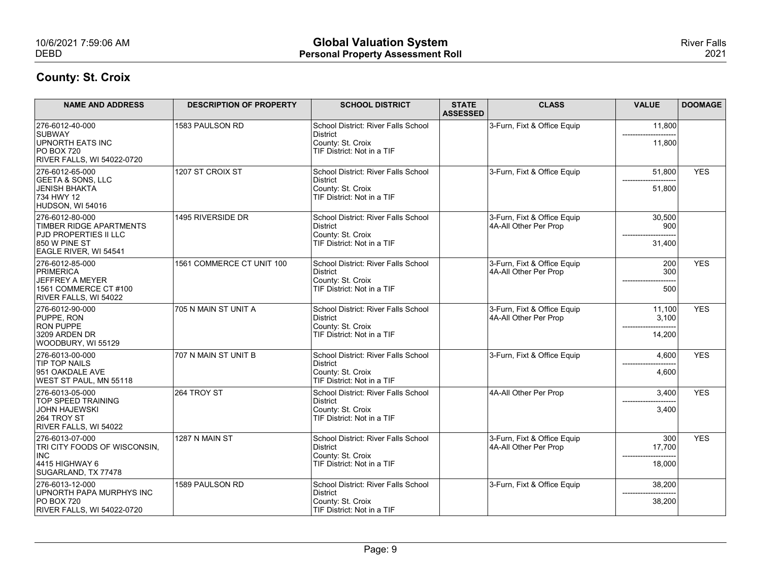## County: St. Croix

| NAME AND ADDRESS | DESCRIPTION OF PROPERTY | SCHOOL DISTRICT | STATE ASSESSED | CLASS | VALUE | DOOMAGE |
|---|---|---|---|---|---|---|
| 276-6012-40-000<br>SUBWAY<br>UPNORTH EATS INC<br>PO BOX 720<br>RIVER FALLS, WI 54022-0720 | 1583 PAULSON RD | School District: River Falls School District<br>County: St. Croix<br>TIF District: Not in a TIF | | 3-Furn, Fixt & Office Equip | 11,800<br>---------------------<br>11,800 | |
| 276-6012-65-000<br>GEETA & SONS, LLC<br>JENISH BHAKTA<br>734 HWY 12<br>HUDSON, WI 54016 | 1207 ST CROIX ST | School District: River Falls School District<br>County: St. Croix<br>TIF District: Not in a TIF | | 3-Furn, Fixt & Office Equip | 51,800<br>---------------------<br>51,800 | YES |
| 276-6012-80-000<br>TIMBER RIDGE APARTMENTS<br>PJD PROPERTIES II LLC<br>850 W PINE ST<br>EAGLE RIVER, WI 54541 | 1495 RIVERSIDE DR | School District: River Falls School District<br>County: St. Croix<br>TIF District: Not in a TIF | | 3-Furn, Fixt & Office Equip<br>4A-All Other Per Prop | 30,500<br>900<br>---------------------<br>31,400 | |
| 276-6012-85-000<br>PRIMERICA<br>JEFFREY A MEYER<br>1561 COMMERCE CT #100<br>RIVER FALLS, WI 54022 | 1561 COMMERCE CT UNIT 100 | School District: River Falls School District<br>County: St. Croix<br>TIF District: Not in a TIF | | 3-Furn, Fixt & Office Equip<br>4A-All Other Per Prop | 200<br>300<br>---------------------<br>500 | YES |
| 276-6012-90-000<br>PUPPE, RON<br>RON PUPPE<br>3209 ARDEN DR<br>WOODBURY, WI 55129 | 705 N MAIN ST UNIT A | School District: River Falls School District<br>County: St. Croix<br>TIF District: Not in a TIF | | 3-Furn, Fixt & Office Equip<br>4A-All Other Per Prop | 11,100<br>3,100<br>---------------------<br>14,200 | YES |
| 276-6013-00-000<br>TIP TOP NAILS<br>951 OAKDALE AVE<br>WEST ST PAUL, MN 55118 | 707 N MAIN ST UNIT B | School District: River Falls School District<br>County: St. Croix<br>TIF District: Not in a TIF | | 3-Furn, Fixt & Office Equip | 4,600<br>---------------------<br>4,600 | YES |
| 276-6013-05-000<br>TOP SPEED TRAINING<br>JOHN HAJEWSKI<br>264 TROY ST<br>RIVER FALLS, WI 54022 | 264 TROY ST | School District: River Falls School District<br>County: St. Croix<br>TIF District: Not in a TIF | | 4A-All Other Per Prop | 3,400<br>---------------------<br>3,400 | YES |
| 276-6013-07-000<br>TRI CITY FOODS OF WISCONSIN, INC<br>4415 HIGHWAY 6<br>SUGARLAND, TX 77478 | 1287 N MAIN ST | School District: River Falls School District<br>County: St. Croix<br>TIF District: Not in a TIF | | 3-Furn, Fixt & Office Equip<br>4A-All Other Per Prop | 300<br>17,700<br>---------------------<br>18,000 | YES |
| 276-6013-12-000<br>UPNORTH PAPA MURPHYS INC<br>PO BOX 720<br>RIVER FALLS, WI 54022-0720 | 1589 PAULSON RD | School District: River Falls School District<br>County: St. Croix<br>TIF District: Not in a TIF | | 3-Furn, Fixt & Office Equip | 38,200<br>---------------------<br>38,200 | |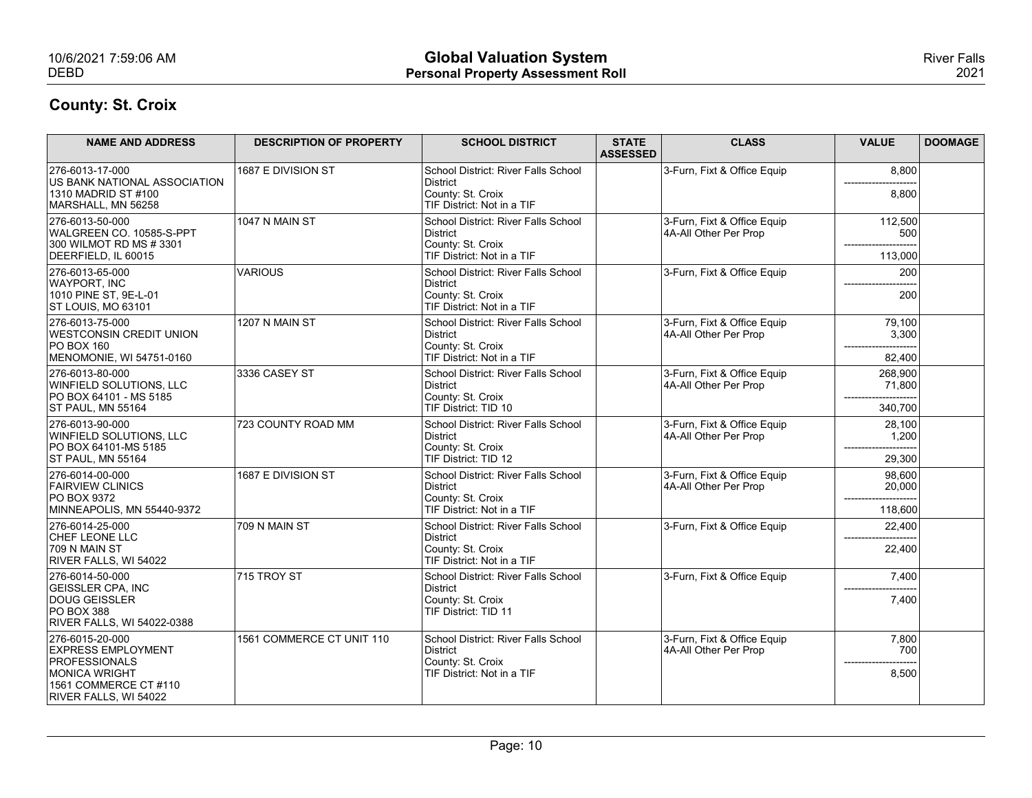## County: St. Croix

| NAME AND ADDRESS | DESCRIPTION OF PROPERTY | SCHOOL DISTRICT | STATE ASSESSED | CLASS | VALUE | DOOMAGE |
|---|---|---|---|---|---|---|
| 276-6013-17-000<br>US BANK NATIONAL ASSOCIATION<br>1310 MADRID ST #100<br>MARSHALL, MN 56258 | 1687 E DIVISION ST | School District: River Falls School District<br>County: St. Croix<br>TIF District: Not in a TIF | | 3-Furn, Fixt & Office Equip | 8,800<br>---------------------<br>8,800 | |
| 276-6013-50-000<br>WALGREEN CO. 10585-S-PPT<br>300 WILMOT RD MS # 3301<br>DEERFIELD, IL 60015 | 1047 N MAIN ST | School District: River Falls School District<br>County: St. Croix<br>TIF District: Not in a TIF | | 3-Furn, Fixt & Office Equip<br>4A-All Other Per Prop | 112,500<br>500<br>---------------------<br>113,000 | |
| 276-6013-65-000<br>WAYPORT, INC<br>1010 PINE ST, 9E-L-01<br>ST LOUIS, MO 63101 | VARIOUS | School District: River Falls School District<br>County: St. Croix<br>TIF District: Not in a TIF | | 3-Furn, Fixt & Office Equip | 200<br>---------------------<br>200 | |
| 276-6013-75-000<br>WESTCONSIN CREDIT UNION<br>PO BOX 160<br>MENOMONIE, WI 54751-0160 | 1207 N MAIN ST | School District: River Falls School District<br>County: St. Croix<br>TIF District: Not in a TIF | | 3-Furn, Fixt & Office Equip<br>4A-All Other Per Prop | 79,100<br>3,300<br>---------------------<br>82,400 | |
| 276-6013-80-000<br>WINFIELD SOLUTIONS, LLC<br>PO BOX 64101 - MS 5185<br>ST PAUL, MN 55164 | 3336 CASEY ST | School District: River Falls School District<br>County: St. Croix<br>TIF District: TID 10 | | 3-Furn, Fixt & Office Equip<br>4A-All Other Per Prop | 268,900<br>71,800<br>---------------------<br>340,700 | |
| 276-6013-90-000<br>WINFIELD SOLUTIONS, LLC<br>PO BOX 64101-MS 5185<br>ST PAUL, MN 55164 | 723 COUNTY ROAD MM | School District: River Falls School District<br>County: St. Croix<br>TIF District: TID 12 | | 3-Furn, Fixt & Office Equip<br>4A-All Other Per Prop | 28,100<br>1,200<br>---------------------<br>29,300 | |
| 276-6014-00-000<br>FAIRVIEW CLINICS<br>PO BOX 9372<br>MINNEAPOLIS, MN 55440-9372 | 1687 E DIVISION ST | School District: River Falls School District<br>County: St. Croix<br>TIF District: Not in a TIF | | 3-Furn, Fixt & Office Equip<br>4A-All Other Per Prop | 98,600<br>20,000<br>---------------------<br>118,600 | |
| 276-6014-25-000<br>CHEF LEONE LLC<br>709 N MAIN ST<br>RIVER FALLS, WI 54022 | 709 N MAIN ST | School District: River Falls School District<br>County: St. Croix<br>TIF District: Not in a TIF | | 3-Furn, Fixt & Office Equip | 22,400<br>---------------------<br>22,400 | |
| 276-6014-50-000<br>GEISSLER CPA, INC<br>DOUG GEISSLER<br>PO BOX 388<br>RIVER FALLS, WI 54022-0388 | 715 TROY ST | School District: River Falls School District<br>County: St. Croix<br>TIF District: TID 11 | | 3-Furn, Fixt & Office Equip | 7,400<br>---------------------<br>7,400 | |
| 276-6015-20-000<br>EXPRESS EMPLOYMENT PROFESSIONALS<br>MONICA WRIGHT<br>1561 COMMERCE CT #110<br>RIVER FALLS, WI 54022 | 1561 COMMERCE CT UNIT 110 | School District: River Falls School District<br>County: St. Croix<br>TIF District: Not in a TIF | | 3-Furn, Fixt & Office Equip<br>4A-All Other Per Prop | 7,800<br>700<br>---------------------<br>8,500 | |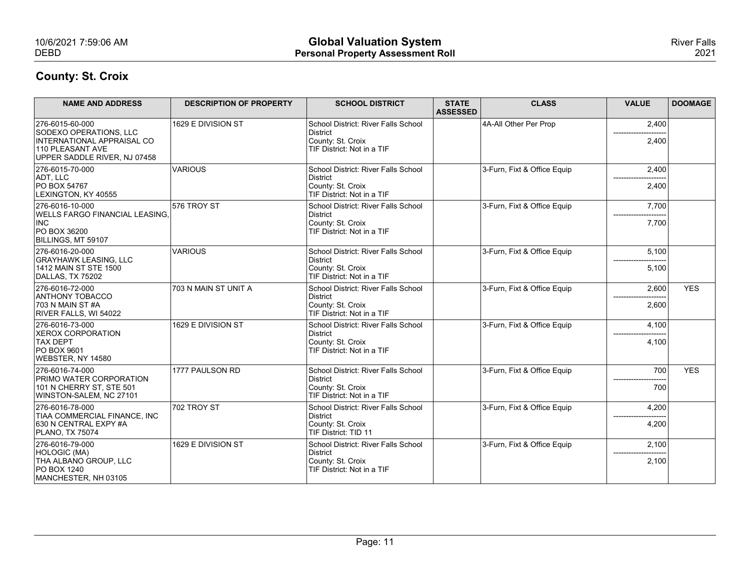**Global Valuation System**
**Personal Property Assessment Roll**

River Falls 2021

## County: St. Croix

| NAME AND ADDRESS | DESCRIPTION OF PROPERTY | SCHOOL DISTRICT | STATE ASSESSED | CLASS | VALUE | DOOMAGE |
|---|---|---|---|---|---|---|
| 276-6015-60-000<br>SODEXO OPERATIONS, LLC<br>INTERNATIONAL APPRAISAL CO<br>110 PLEASANT AVE<br>UPPER SADDLE RIVER, NJ 07458 | 1629 E DIVISION ST | School District: River Falls School District<br>County: St. Croix<br>TIF District: Not in a TIF | | 4A-All Other Per Prop | 2,400<br>2,400 | |
| 276-6015-70-000<br>ADT, LLC<br>PO BOX 54767<br>LEXINGTON, KY 40555 | VARIOUS | School District: River Falls School District<br>County: St. Croix<br>TIF District: Not in a TIF | | 3-Furn, Fixt & Office Equip | 2,400<br>2,400 | |
| 276-6016-10-000<br>WELLS FARGO FINANCIAL LEASING, INC<br>PO BOX 36200<br>BILLINGS, MT 59107 | 576 TROY ST | School District: River Falls School District<br>County: St. Croix<br>TIF District: Not in a TIF | | 3-Furn, Fixt & Office Equip | 7,700<br>7,700 | |
| 276-6016-20-000<br>GRAYHAWK LEASING, LLC<br>1412 MAIN ST STE 1500<br>DALLAS, TX 75202 | VARIOUS | School District: River Falls School District<br>County: St. Croix<br>TIF District: Not in a TIF | | 3-Furn, Fixt & Office Equip | 5,100<br>5,100 | |
| 276-6016-72-000<br>ANTHONY TOBACCO<br>703 N MAIN ST #A<br>RIVER FALLS, WI 54022 | 703 N MAIN ST UNIT A | School District: River Falls School District<br>County: St. Croix<br>TIF District: Not in a TIF | | 3-Furn, Fixt & Office Equip | 2,600<br>2,600 | YES |
| 276-6016-73-000<br>XEROX CORPORATION<br>TAX DEPT<br>PO BOX 9601<br>WEBSTER, NY 14580 | 1629 E DIVISION ST | School District: River Falls School District<br>County: St. Croix<br>TIF District: Not in a TIF | | 3-Furn, Fixt & Office Equip | 4,100<br>4,100 | |
| 276-6016-74-000<br>PRIMO WATER CORPORATION<br>101 N CHERRY ST, STE 501<br>WINSTON-SALEM, NC 27101 | 1777 PAULSON RD | School District: River Falls School District<br>County: St. Croix<br>TIF District: Not in a TIF | | 3-Furn, Fixt & Office Equip | 700<br>700 | YES |
| 276-6016-78-000<br>TIAA COMMERCIAL FINANCE, INC<br>630 N CENTRAL EXPY #A<br>PLANO, TX 75074 | 702 TROY ST | School District: River Falls School District<br>County: St. Croix<br>TIF District: TID 11 | | 3-Furn, Fixt & Office Equip | 4,200<br>4,200 | |
| 276-6016-79-000<br>HOLOGIC (MA)<br>THA ALBANO GROUP, LLC<br>PO BOX 1240<br>MANCHESTER, NH 03105 | 1629 E DIVISION ST | School District: River Falls School District<br>County: St. Croix<br>TIF District: Not in a TIF | | 3-Furn, Fixt & Office Equip | 2,100<br>2,100 | |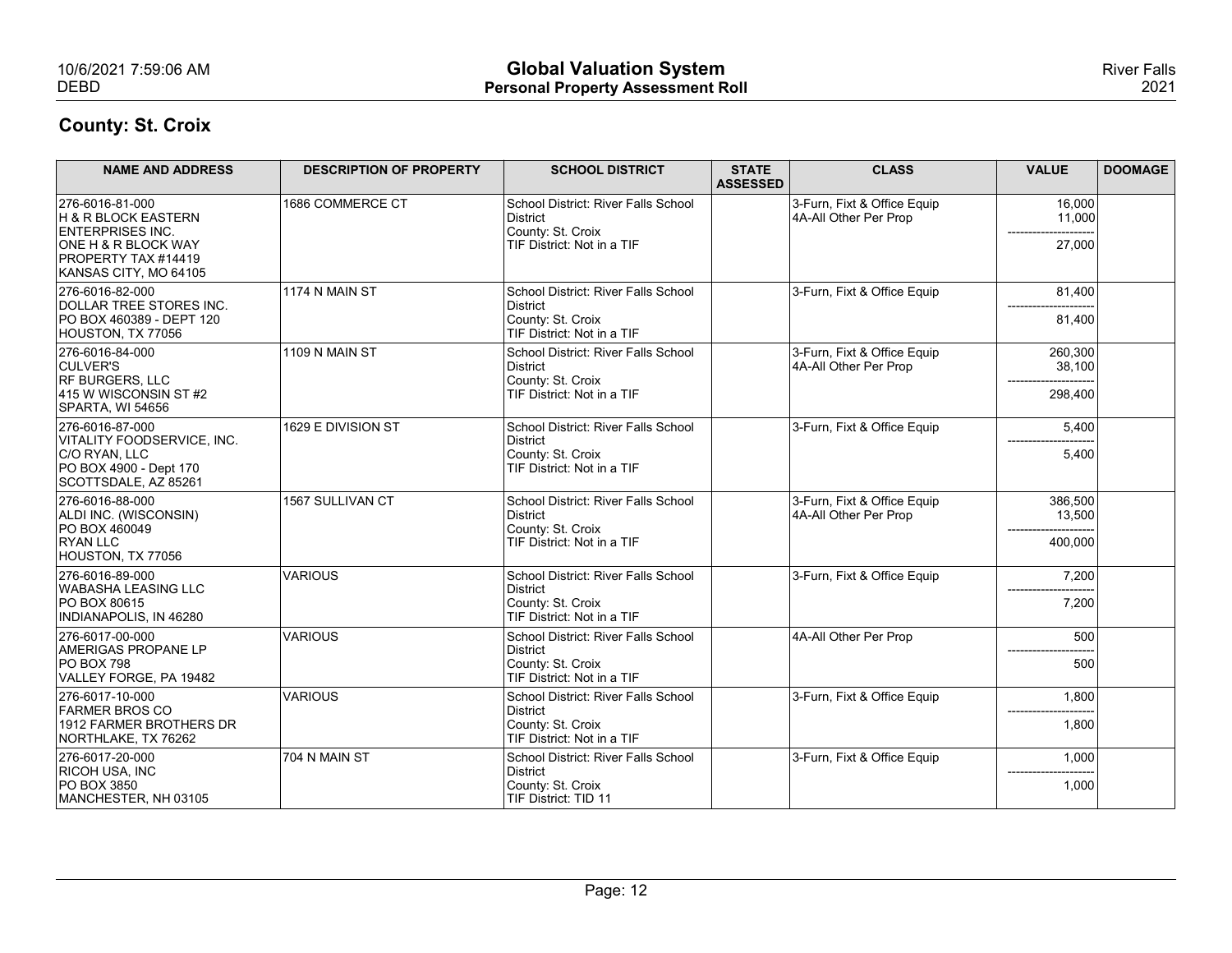## County: St. Croix

| NAME AND ADDRESS | DESCRIPTION OF PROPERTY | SCHOOL DISTRICT | STATE ASSESSED | CLASS | VALUE | DOOMAGE |
|---|---|---|---|---|---|---|
| 276-6016-81-000<br>H & R BLOCK EASTERN ENTERPRISES INC.<br>ONE H & R BLOCK WAY<br>PROPERTY TAX #14419<br>KANSAS CITY, MO 64105 | 1686 COMMERCE CT | School District: River Falls School District<br>County: St. Croix<br>TIF District: Not in a TIF | | 3-Furn, Fixt & Office Equip<br>4A-All Other Per Prop | 16,000<br>11,000<br>27,000 | |
| 276-6016-82-000<br>DOLLAR TREE STORES INC.<br>PO BOX 460389 - DEPT 120<br>HOUSTON, TX 77056 | 1174 N MAIN ST | School District: River Falls School District<br>County: St. Croix<br>TIF District: Not in a TIF | | 3-Furn, Fixt & Office Equip | 81,400<br>81,400 | |
| 276-6016-84-000<br>CULVER'S<br>RF BURGERS, LLC<br>415 W WISCONSIN ST #2<br>SPARTA, WI 54656 | 1109 N MAIN ST | School District: River Falls School District<br>County: St. Croix<br>TIF District: Not in a TIF | | 3-Furn, Fixt & Office Equip<br>4A-All Other Per Prop | 260,300<br>38,100<br>298,400 | |
| 276-6016-87-000<br>VITALITY FOODSERVICE, INC.<br>C/O RYAN, LLC<br>PO BOX 4900 - Dept 170<br>SCOTTSDALE, AZ 85261 | 1629 E DIVISION ST | School District: River Falls School District<br>County: St. Croix<br>TIF District: Not in a TIF | | 3-Furn, Fixt & Office Equip | 5,400<br>5,400 | |
| 276-6016-88-000<br>ALDI INC. (WISCONSIN)<br>PO BOX 460049<br>RYAN LLC<br>HOUSTON, TX 77056 | 1567 SULLIVAN CT | School District: River Falls School District<br>County: St. Croix<br>TIF District: Not in a TIF | | 3-Furn, Fixt & Office Equip<br>4A-All Other Per Prop | 386,500<br>13,500<br>400,000 | |
| 276-6016-89-000<br>WABASHA LEASING LLC<br>PO BOX 80615<br>INDIANAPOLIS, IN 46280 | VARIOUS | School District: River Falls School District<br>County: St. Croix<br>TIF District: Not in a TIF | | 3-Furn, Fixt & Office Equip | 7,200<br>7,200 | |
| 276-6017-00-000<br>AMERIGAS PROPANE LP<br>PO BOX 798<br>VALLEY FORGE, PA 19482 | VARIOUS | School District: River Falls School District<br>County: St. Croix<br>TIF District: Not in a TIF | | 4A-All Other Per Prop | 500<br>500 | |
| 276-6017-10-000<br>FARMER BROS CO<br>1912 FARMER BROTHERS DR<br>NORTHLAKE, TX 76262 | VARIOUS | School District: River Falls School District<br>County: St. Croix<br>TIF District: Not in a TIF | | 3-Furn, Fixt & Office Equip | 1,800<br>1,800 | |
| 276-6017-20-000<br>RICOH USA, INC<br>PO BOX 3850<br>MANCHESTER, NH 03105 | 704 N MAIN ST | School District: River Falls School District<br>County: St. Croix<br>TIF District: TID 11 | | 3-Furn, Fixt & Office Equip | 1,000<br>1,000 | |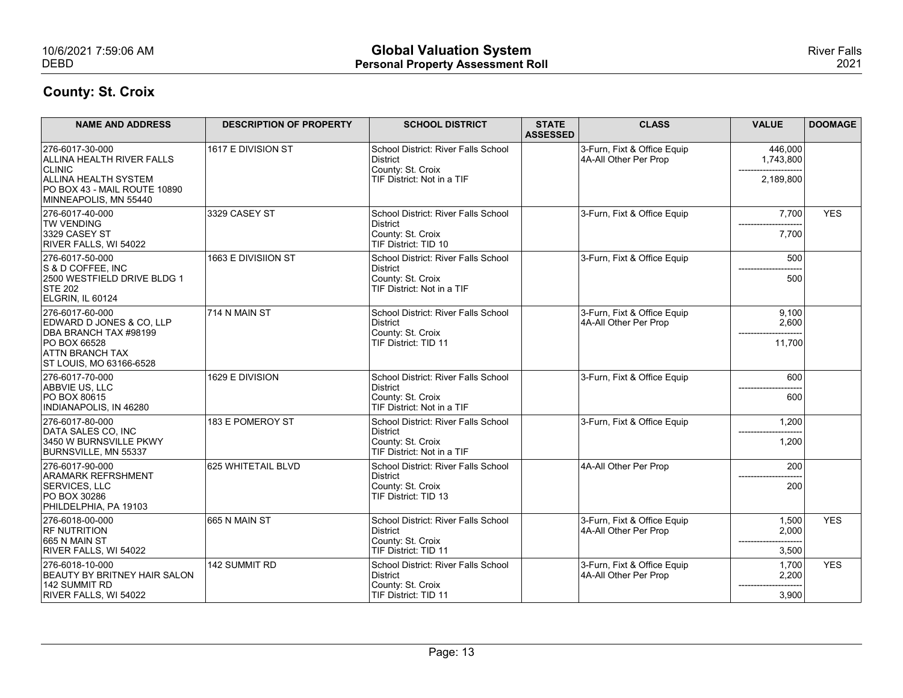## County: St. Croix

| NAME AND ADDRESS | DESCRIPTION OF PROPERTY | SCHOOL DISTRICT | STATE ASSESSED | CLASS | VALUE | DOOMAGE |
|---|---|---|---|---|---|---|
| 276-6017-30-000<br>ALLINA HEALTH RIVER FALLS CLINIC<br>ALLINA HEALTH SYSTEM<br>PO BOX 43 - MAIL ROUTE 10890<br>MINNEAPOLIS, MN 55440 | 1617 E DIVISION ST | School District: River Falls School District<br>County: St. Croix<br>TIF District: Not in a TIF | | 3-Furn, Fixt & Office Equip<br>4A-All Other Per Prop | 446,000<br>1,743,800<br>---------------------<br>2,189,800 | |
| 276-6017-40-000<br>TW VENDING<br>3329 CASEY ST<br>RIVER FALLS, WI 54022 | 3329 CASEY ST | School District: River Falls School District<br>County: St. Croix<br>TIF District: TID 10 | | 3-Furn, Fixt & Office Equip | 7,700<br>---------------------<br>7,700 | YES |
| 276-6017-50-000<br>S & D COFFEE, INC<br>2500 WESTFIELD DRIVE BLDG 1<br>STE 202<br>ELGRIN, IL 60124 | 1663 E DIVISIION ST | School District: River Falls School District<br>County: St. Croix<br>TIF District: Not in a TIF | | 3-Furn, Fixt & Office Equip | 500<br>---------------------<br>500 | |
| 276-6017-60-000<br>EDWARD D JONES & CO, LLP<br>DBA BRANCH TAX #98199<br>PO BOX 66528<br>ATTN BRANCH TAX<br>ST LOUIS, MO 63166-6528 | 714 N MAIN ST | School District: River Falls School District<br>County: St. Croix<br>TIF District: TID 11 | | 3-Furn, Fixt & Office Equip<br>4A-All Other Per Prop | 9,100<br>2,600<br>---------------------<br>11,700 | |
| 276-6017-70-000<br>ABBVIE US, LLC<br>PO BOX 80615<br>INDIANAPOLIS, IN 46280 | 1629 E DIVISION | School District: River Falls School District<br>County: St. Croix<br>TIF District: Not in a TIF | | 3-Furn, Fixt & Office Equip | 600<br>---------------------<br>600 | |
| 276-6017-80-000<br>DATA SALES CO, INC<br>3450 W BURNSVILLE PKWY<br>BURNSVILLE, MN 55337 | 183 E POMEROY ST | School District: River Falls School District<br>County: St. Croix<br>TIF District: Not in a TIF | | 3-Furn, Fixt & Office Equip | 1,200<br>---------------------<br>1,200 | |
| 276-6017-90-000<br>ARAMARK REFRSHMENT SERVICES, LLC<br>PO BOX 30286<br>PHILDELPHIA, PA 19103 | 625 WHITETAIL BLVD | School District: River Falls School District<br>County: St. Croix<br>TIF District: TID 13 | | 4A-All Other Per Prop | 200<br>---------------------<br>200 | |
| 276-6018-00-000<br>RF NUTRITION<br>665 N MAIN ST<br>RIVER FALLS, WI 54022 | 665 N MAIN ST | School District: River Falls School District<br>County: St. Croix<br>TIF District: TID 11 | | 3-Furn, Fixt & Office Equip<br>4A-All Other Per Prop | 1,500<br>2,000<br>---------------------<br>3,500 | YES |
| 276-6018-10-000<br>BEAUTY BY BRITNEY HAIR SALON<br>142 SUMMIT RD<br>RIVER FALLS, WI 54022 | 142 SUMMIT RD | School District: River Falls School District<br>County: St. Croix<br>TIF District: TID 11 | | 3-Furn, Fixt & Office Equip<br>4A-All Other Per Prop | 1,700<br>2,200<br>---------------------<br>3,900 | YES |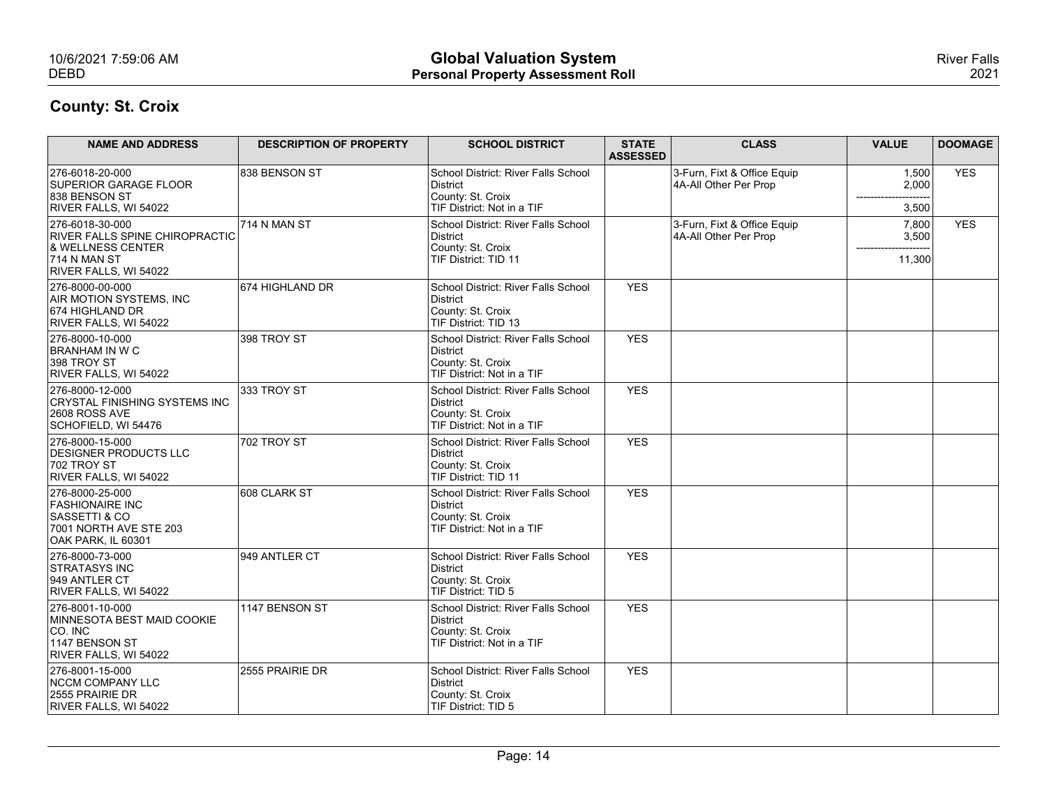## County: St. Croix

| NAME AND ADDRESS | DESCRIPTION OF PROPERTY | SCHOOL DISTRICT | STATE ASSESSED | CLASS | VALUE | DOOMAGE |
|---|---|---|---|---|---|---|
| 276-6018-20-000<br>SUPERIOR GARAGE FLOOR<br>838 BENSON ST<br>RIVER FALLS, WI 54022 | 838 BENSON ST | School District: River Falls School District<br>County: St. Croix<br>TIF District: Not in a TIF | | 3-Furn, Fixt & Office Equip<br>4A-All Other Per Prop | 1,500<br>2,000<br>--------------------<br>3,500 | YES |
| 276-6018-30-000<br>RIVER FALLS SPINE CHIROPRACTIC & WELLNESS CENTER<br>714 N MAN ST<br>RIVER FALLS, WI 54022 | 714 N MAN ST | School District: River Falls School District<br>County: St. Croix<br>TIF District: TID 11 | | 3-Furn, Fixt & Office Equip<br>4A-All Other Per Prop | 7,800<br>3,500<br>--------------------<br>11,300 | YES |
| 276-8000-00-000<br>AIR MOTION SYSTEMS, INC<br>674 HIGHLAND DR<br>RIVER FALLS, WI 54022 | 674 HIGHLAND DR | School District: River Falls School District<br>County: St. Croix<br>TIF District: TID 13 | YES | | | |
| 276-8000-10-000<br>BRANHAM IN W C<br>398 TROY ST<br>RIVER FALLS, WI 54022 | 398 TROY ST | School District: River Falls School District<br>County: St. Croix<br>TIF District: Not in a TIF | YES | | | |
| 276-8000-12-000<br>CRYSTAL FINISHING SYSTEMS INC<br>2608 ROSS AVE<br>SCHOFIELD, WI 54476 | 333 TROY ST | School District: River Falls School District<br>County: St. Croix<br>TIF District: Not in a TIF | YES | | | |
| 276-8000-15-000<br>DESIGNER PRODUCTS LLC<br>702 TROY ST<br>RIVER FALLS, WI 54022 | 702 TROY ST | School District: River Falls School District<br>County: St. Croix<br>TIF District: TID 11 | YES | | | |
| 276-8000-25-000<br>FASHIONAIRE INC<br>SASSETTI & CO<br>7001 NORTH AVE STE 203<br>OAK PARK, IL 60301 | 608 CLARK ST | School District: River Falls School District<br>County: St. Croix<br>TIF District: Not in a TIF | YES | | | |
| 276-8000-73-000<br>STRATASYS INC<br>949 ANTLER CT<br>RIVER FALLS, WI 54022 | 949 ANTLER CT | School District: River Falls School District<br>County: St. Croix<br>TIF District: TID 5 | YES | | | |
| 276-8001-10-000<br>MINNESOTA BEST MAID COOKIE CO. INC<br>1147 BENSON ST<br>RIVER FALLS, WI 54022 | 1147 BENSON ST | School District: River Falls School District<br>County: St. Croix<br>TIF District: Not in a TIF | YES | | | |
| 276-8001-15-000<br>NCCM COMPANY LLC<br>2555 PRAIRIE DR<br>RIVER FALLS, WI 54022 | 2555 PRAIRIE DR | School District: River Falls School District<br>County: St. Croix<br>TIF District: TID 5 | YES | | | |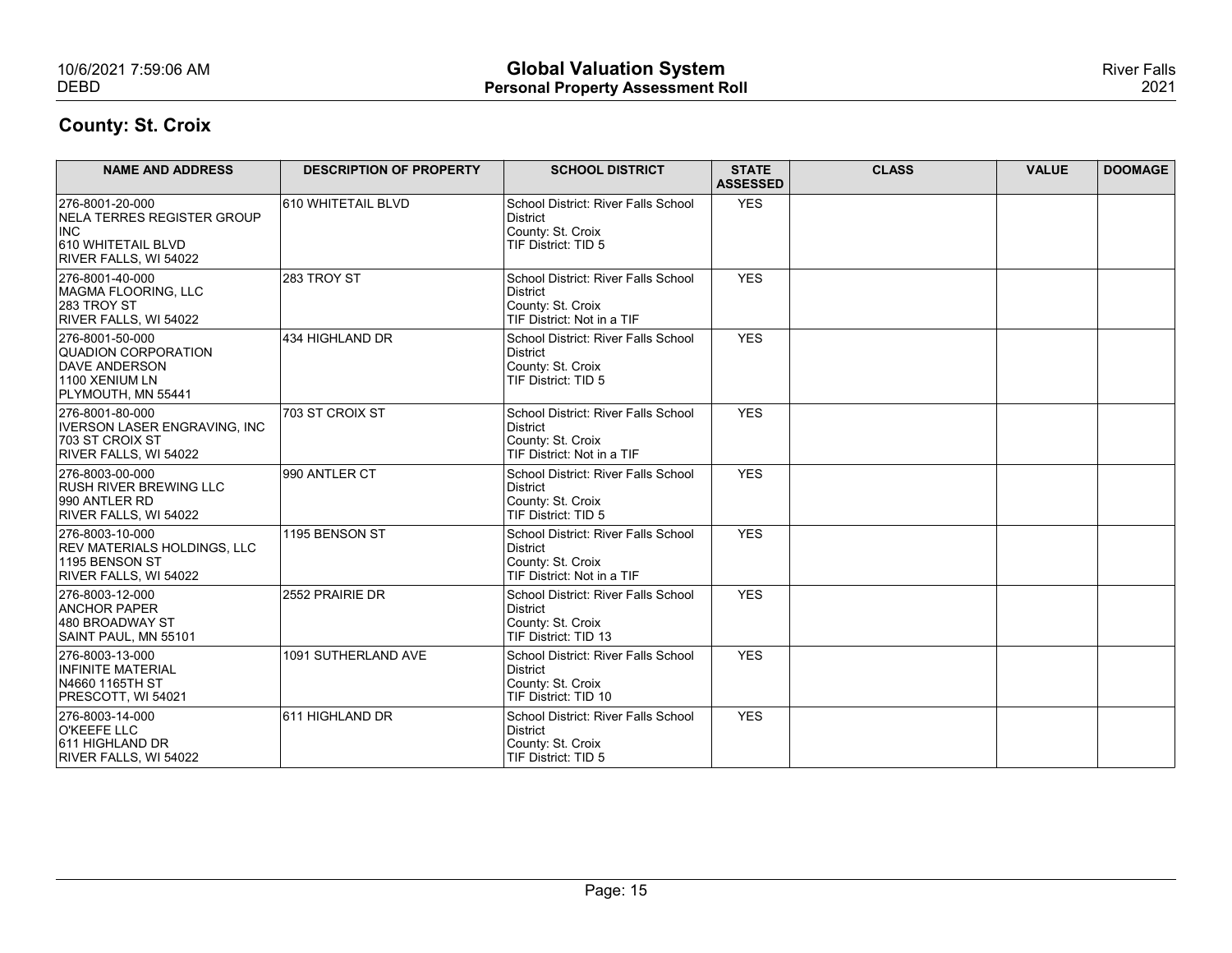## County: St. Croix

| NAME AND ADDRESS | DESCRIPTION OF PROPERTY | SCHOOL DISTRICT | STATE ASSESSED | CLASS | VALUE | DOOMAGE |
|---|---|---|---|---|---|---|
| 276-8001-20-000<br>NELA TERRES REGISTER GROUP INC<br>610 WHITETAIL BLVD<br>RIVER FALLS, WI 54022 | 610 WHITETAIL BLVD | School District: River Falls School District<br>County: St. Croix<br>TIF District: TID 5 | YES | | | |
| 276-8001-40-000<br>MAGMA FLOORING, LLC<br>283 TROY ST<br>RIVER FALLS, WI 54022 | 283 TROY ST | School District: River Falls School District<br>County: St. Croix<br>TIF District: Not in a TIF | YES | | | |
| 276-8001-50-000<br>QUADION CORPORATION<br>DAVE ANDERSON<br>1100 XENIUM LN<br>PLYMOUTH, MN 55441 | 434 HIGHLAND DR | School District: River Falls School District<br>County: St. Croix<br>TIF District: TID 5 | YES | | | |
| 276-8001-80-000<br>IVERSON LASER ENGRAVING, INC<br>703 ST CROIX ST<br>RIVER FALLS, WI 54022 | 703 ST CROIX ST | School District: River Falls School District<br>County: St. Croix<br>TIF District: Not in a TIF | YES | | | |
| 276-8003-00-000<br>RUSH RIVER BREWING LLC<br>990 ANTLER RD<br>RIVER FALLS, WI 54022 | 990 ANTLER CT | School District: River Falls School District<br>County: St. Croix<br>TIF District: TID 5 | YES | | | |
| 276-8003-10-000<br>REV MATERIALS HOLDINGS, LLC<br>1195 BENSON ST<br>RIVER FALLS, WI 54022 | 1195 BENSON ST | School District: River Falls School District<br>County: St. Croix<br>TIF District: Not in a TIF | YES | | | |
| 276-8003-12-000<br>ANCHOR PAPER<br>480 BROADWAY ST<br>SAINT PAUL, MN 55101 | 2552 PRAIRIE DR | School District: River Falls School District<br>County: St. Croix<br>TIF District: TID 13 | YES | | | |
| 276-8003-13-000<br>INFINITE MATERIAL<br>N4660 1165TH ST<br>PRESCOTT, WI 54021 | 1091 SUTHERLAND AVE | School District: River Falls School District<br>County: St. Croix<br>TIF District: TID 10 | YES | | | |
| 276-8003-14-000<br>O'KEEFE LLC<br>611 HIGHLAND DR<br>RIVER FALLS, WI 54022 | 611 HIGHLAND DR | School District: River Falls School District<br>County: St. Croix<br>TIF District: TID 5 | YES | | | |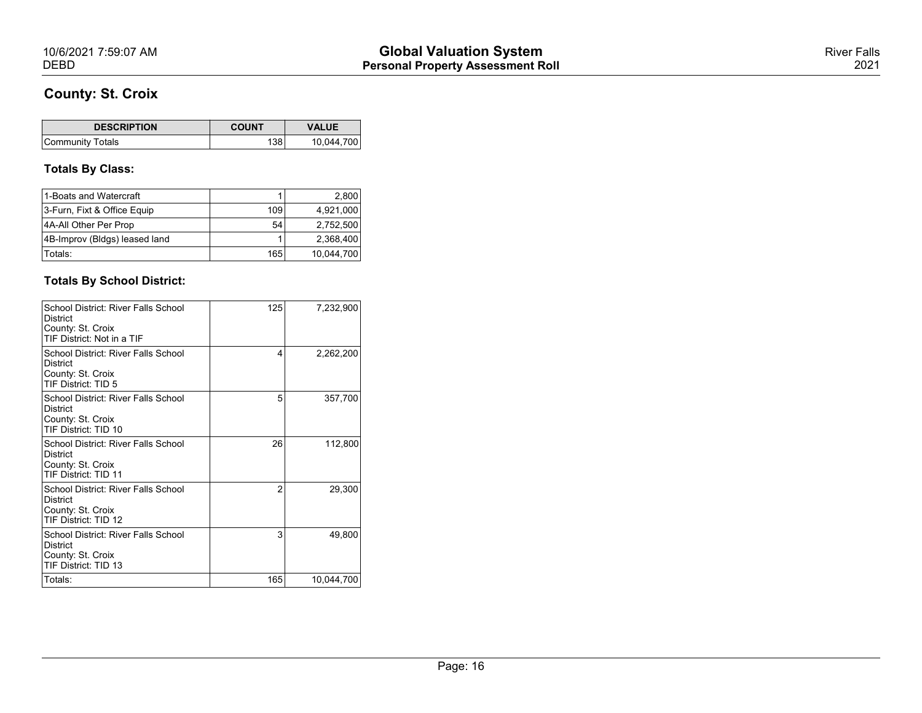## County: St. Croix

| DESCRIPTION | COUNT | VALUE |
|---|---|---|
| Community Totals | 138 | 10,044,700 |

### Totals By Class:

| | | |
|---|---|---|
| 1-Boats and Watercraft | 1 | 2,800 |
| 3-Furn, Fixt & Office Equip | 109 | 4,921,000 |
| 4A-All Other Per Prop | 54 | 2,752,500 |
| 4B-Improv (Bldgs) leased land | 1 | 2,368,400 |
| Totals: | 165 | 10,044,700 |

### Totals By School District:

| | | |
|---|---|---|
| School District: River Falls School District<br>County: St. Croix<br>TIF District: Not in a TIF | 125 | 7,232,900 |
| School District: River Falls School District<br>County: St. Croix<br>TIF District: TID 5 | 4 | 2,262,200 |
| School District: River Falls School District<br>County: St. Croix<br>TIF District: TID 10 | 5 | 357,700 |
| School District: River Falls School District<br>County: St. Croix<br>TIF District: TID 11 | 26 | 112,800 |
| School District: River Falls School District<br>County: St. Croix<br>TIF District: TID 12 | 2 | 29,300 |
| School District: River Falls School District<br>County: St. Croix<br>TIF District: TID 13 | 3 | 49,800 |
| Totals: | 165 | 10,044,700 |